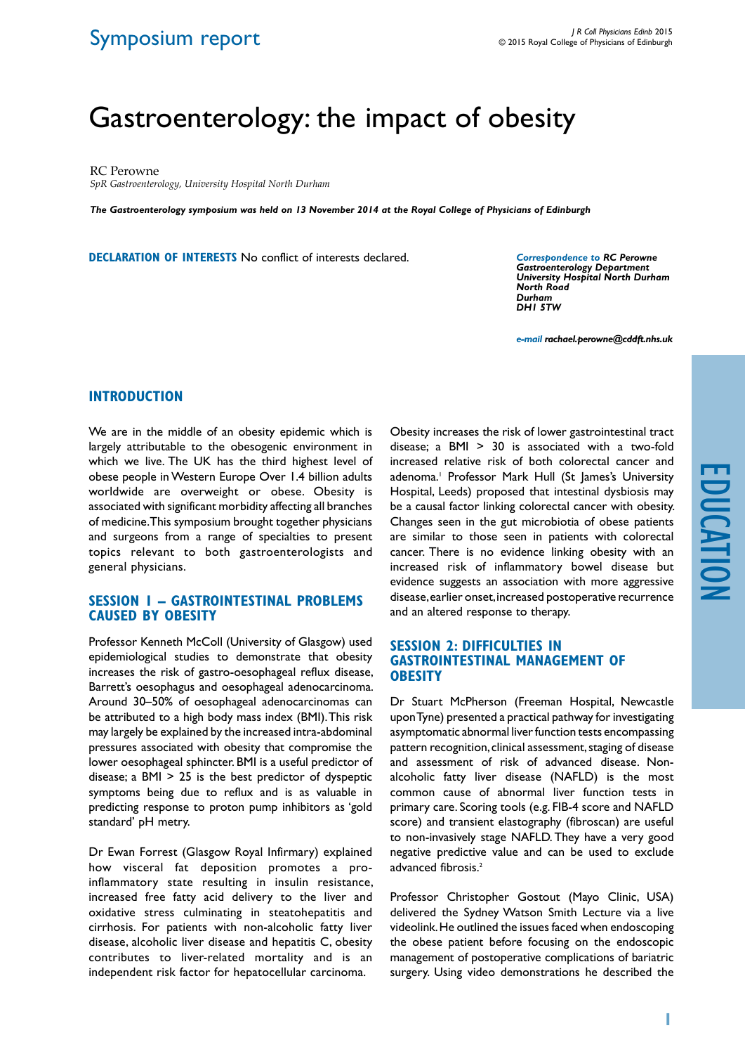Symposium report

# Gastroenterology: the impact of obesity

RC Perowne
*SpR Gastroenterology, University Hospital North Durham*

***The Gastroenterology symposium was held on 13 November 2014 at the Royal College of Physicians of Edinburgh***

**DECLARATION OF INTERESTS** No conflict of interests declared.

***Correspondence to** RC Perowne*
***Gastroenterology Department***
***University Hospital North Durham***
***North Road***
***Durham***
***DH1 5TW***

***e-mail** rachael.perowne@cddft.nhs.uk*

## INTRODUCTION

We are in the middle of an obesity epidemic which is largely attributable to the obesogenic environment in which we live. The UK has the third highest level of obese people in Western Europe Over 1.4 billion adults worldwide are overweight or obese. Obesity is associated with significant morbidity affecting all branches of medicine. This symposium brought together physicians and surgeons from a range of specialties to present topics relevant to both gastroenterologists and general physicians.

## SESSION 1 – GASTROINTESTINAL PROBLEMS CAUSED BY OBESITY

Professor Kenneth McColl (University of Glasgow) used epidemiological studies to demonstrate that obesity increases the risk of gastro-oesophageal reflux disease, Barrett's oesophagus and oesophageal adenocarcinoma. Around 30–50% of oesophageal adenocarcinomas can be attributed to a high body mass index (BMI). This risk may largely be explained by the increased intra-abdominal pressures associated with obesity that compromise the lower oesophageal sphincter. BMI is a useful predictor of disease; a BMI > 25 is the best predictor of dyspeptic symptoms being due to reflux and is as valuable in predicting response to proton pump inhibitors as 'gold standard' pH metry.

Dr Ewan Forrest (Glasgow Royal Infirmary) explained how visceral fat deposition promotes a pro-inflammatory state resulting in insulin resistance, increased free fatty acid delivery to the liver and oxidative stress culminating in steatohepatitis and cirrhosis. For patients with non-alcoholic fatty liver disease, alcoholic liver disease and hepatitis C, obesity contributes to liver-related mortality and is an independent risk factor for hepatocellular carcinoma.

Obesity increases the risk of lower gastrointestinal tract disease; a BMI > 30 is associated with a two-fold increased relative risk of both colorectal cancer and adenoma.[1] Professor Mark Hull (St James's University Hospital, Leeds) proposed that intestinal dysbiosis may be a causal factor linking colorectal cancer with obesity. Changes seen in the gut microbiota of obese patients are similar to those seen in patients with colorectal cancer. There is no evidence linking obesity with an increased risk of inflammatory bowel disease but evidence suggests an association with more aggressive disease, earlier onset, increased postoperative recurrence and an altered response to therapy.

## SESSION 2: DIFFICULTIES IN GASTROINTESTINAL MANAGEMENT OF OBESITY

Dr Stuart McPherson (Freeman Hospital, Newcastle upon Tyne) presented a practical pathway for investigating asymptomatic abnormal liver function tests encompassing pattern recognition, clinical assessment, staging of disease and assessment of risk of advanced disease. Non-alcoholic fatty liver disease (NAFLD) is the most common cause of abnormal liver function tests in primary care. Scoring tools (e.g. FIB-4 score and NAFLD score) and transient elastography (fibroscan) are useful to non-invasively stage NAFLD. They have a very good negative predictive value and can be used to exclude advanced fibrosis.[2]

Professor Christopher Gostout (Mayo Clinic, USA) delivered the Sydney Watson Smith Lecture via a live videolink. He outlined the issues faced when endoscoping the obese patient before focusing on the endoscopic management of postoperative complications of bariatric surgery. Using video demonstrations he described the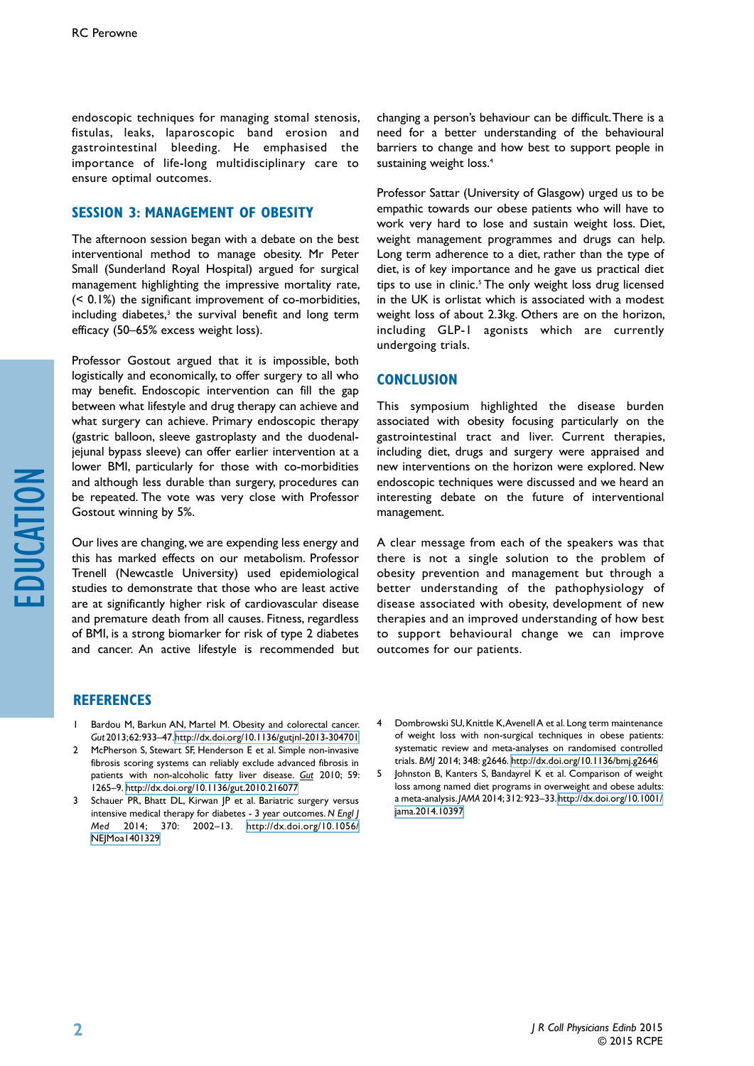endoscopic techniques for managing stomal stenosis, fistulas, leaks, laparoscopic band erosion and gastrointestinal bleeding. He emphasised the importance of life-long multidisciplinary care to ensure optimal outcomes.

## Session 3: Management of obesity

The afternoon session began with a debate on the best interventional method to manage obesity. Mr Peter Small (Sunderland Royal Hospital) argued for surgical management highlighting the impressive mortality rate, (< 0.1%) the significant improvement of co-morbidities, including diabetes,[3] the survival benefit and long term efficacy (50–65% excess weight loss).

Professor Gostout argued that it is impossible, both logistically and economically, to offer surgery to all who may benefit. Endoscopic intervention can fill the gap between what lifestyle and drug therapy can achieve and what surgery can achieve. Primary endoscopic therapy (gastric balloon, sleeve gastroplasty and the duodenal-jejunal bypass sleeve) can offer earlier intervention at a lower BMI, particularly for those with co-morbidities and although less durable than surgery, procedures can be repeated. The vote was very close with Professor Gostout winning by 5%.

Our lives are changing, we are expending less energy and this has marked effects on our metabolism. Professor Trenell (Newcastle University) used epidemiological studies to demonstrate that those who are least active are at significantly higher risk of cardiovascular disease and premature death from all causes. Fitness, regardless of BMI, is a strong biomarker for risk of type 2 diabetes and cancer. An active lifestyle is recommended but changing a person's behaviour can be difficult. There is a need for a better understanding of the behavioural barriers to change and how best to support people in sustaining weight loss.[4]

Professor Sattar (University of Glasgow) urged us to be empathic towards our obese patients who will have to work very hard to lose and sustain weight loss. Diet, weight management programmes and drugs can help. Long term adherence to a diet, rather than the type of diet, is of key importance and he gave us practical diet tips to use in clinic.[5] The only weight loss drug licensed in the UK is orlistat which is associated with a modest weight loss of about 2.3kg. Others are on the horizon, including GLP-1 agonists which are currently undergoing trials.

## Conclusion

This symposium highlighted the disease burden associated with obesity focusing particularly on the gastrointestinal tract and liver. Current therapies, including diet, drugs and surgery were appraised and new interventions on the horizon were explored. New endoscopic techniques were discussed and we heard an interesting debate on the future of interventional management.

A clear message from each of the speakers was that there is not a single solution to the problem of obesity prevention and management but through a better understanding of the pathophysiology of disease associated with obesity, development of new therapies and an improved understanding of how best to support behavioural change we can improve outcomes for our patients.

## References

1. Bardou M, Barkun AN, Martel M. Obesity and colorectal cancer. *Gut* 2013;62:933–47. http://dx.doi.org/10.1136/gutjnl-2013-304701
2. McPherson S, Stewart SF, Henderson E et al. Simple non-invasive fibrosis scoring systems can reliably exclude advanced fibrosis in patients with non-alcoholic fatty liver disease. *Gut* 2010; 59: 1265–9. http://dx.doi.org/10.1136/gut.2010.216077
3. Schauer PR, Bhatt DL, Kirwan JP et al. Bariatric surgery versus intensive medical therapy for diabetes - 3 year outcomes. *N Engl J Med* 2014; 370: 2002–13. http://dx.doi.org/10.1056/NEJMoa1401329
4. Dombrowski SU, Knittle K, Avenell A et al. Long term maintenance of weight loss with non-surgical techniques in obese patients: systematic review and meta-analyses on randomised controlled trials. *BMJ* 2014; 348: g2646. http://dx.doi.org/10.1136/bmj.g2646
5. Johnston B, Kanters S, Bandayrel K et al. Comparison of weight loss among named diet programs in overweight and obese adults: a meta-analysis. *JAMA* 2014; 312: 923–33. http://dx.doi.org/10.1001/jama.2014.10397